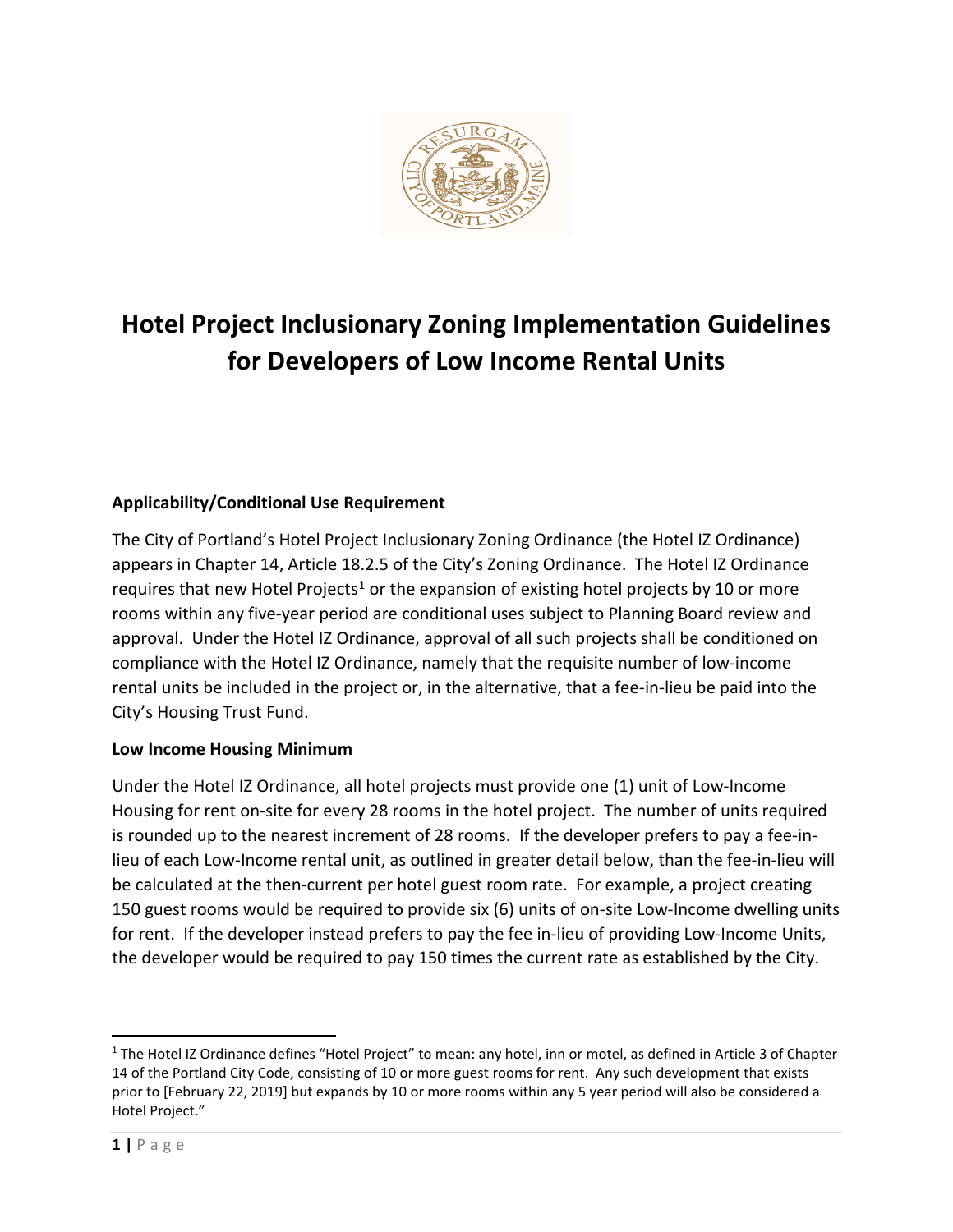# Hotel Project Inclusionary Zoning Implementation Guidelines for Developers of Low Income Rental Units

**Applicability/Conditional Use Requirement**

The City of Portland's Hotel Project Inclusionary Zoning Ordinance (the Hotel IZ Ordinance) appears in Chapter 14, Article 18.2.5 of the City's Zoning Ordinance. The Hotel IZ Ordinance requires that new Hotel Projects[1] or the expansion of existing hotel projects by 10 or more rooms within any five-year period are conditional uses subject to Planning Board review and approval. Under the Hotel IZ Ordinance, approval of all such projects shall be conditioned on compliance with the Hotel IZ Ordinance, namely that the requisite number of low-income rental units be included in the project or, in the alternative, that a fee-in-lieu be paid into the City's Housing Trust Fund.

**Low Income Housing Minimum**

Under the Hotel IZ Ordinance, all hotel projects must provide one (1) unit of Low-Income Housing for rent on-site for every 28 rooms in the hotel project. The number of units required is rounded up to the nearest increment of 28 rooms. If the developer prefers to pay a fee-in-lieu of each Low-Income rental unit, as outlined in greater detail below, than the fee-in-lieu will be calculated at the then-current per hotel guest room rate. For example, a project creating 150 guest rooms would be required to provide six (6) units of on-site Low-Income dwelling units for rent. If the developer instead prefers to pay the fee in-lieu of providing Low-Income Units, the developer would be required to pay 150 times the current rate as established by the City.

---

[1] The Hotel IZ Ordinance defines "Hotel Project" to mean: any hotel, inn or motel, as defined in Article 3 of Chapter 14 of the Portland City Code, consisting of 10 or more guest rooms for rent. Any such development that exists prior to [February 22, 2019] but expands by 10 or more rooms within any 5 year period will also be considered a Hotel Project."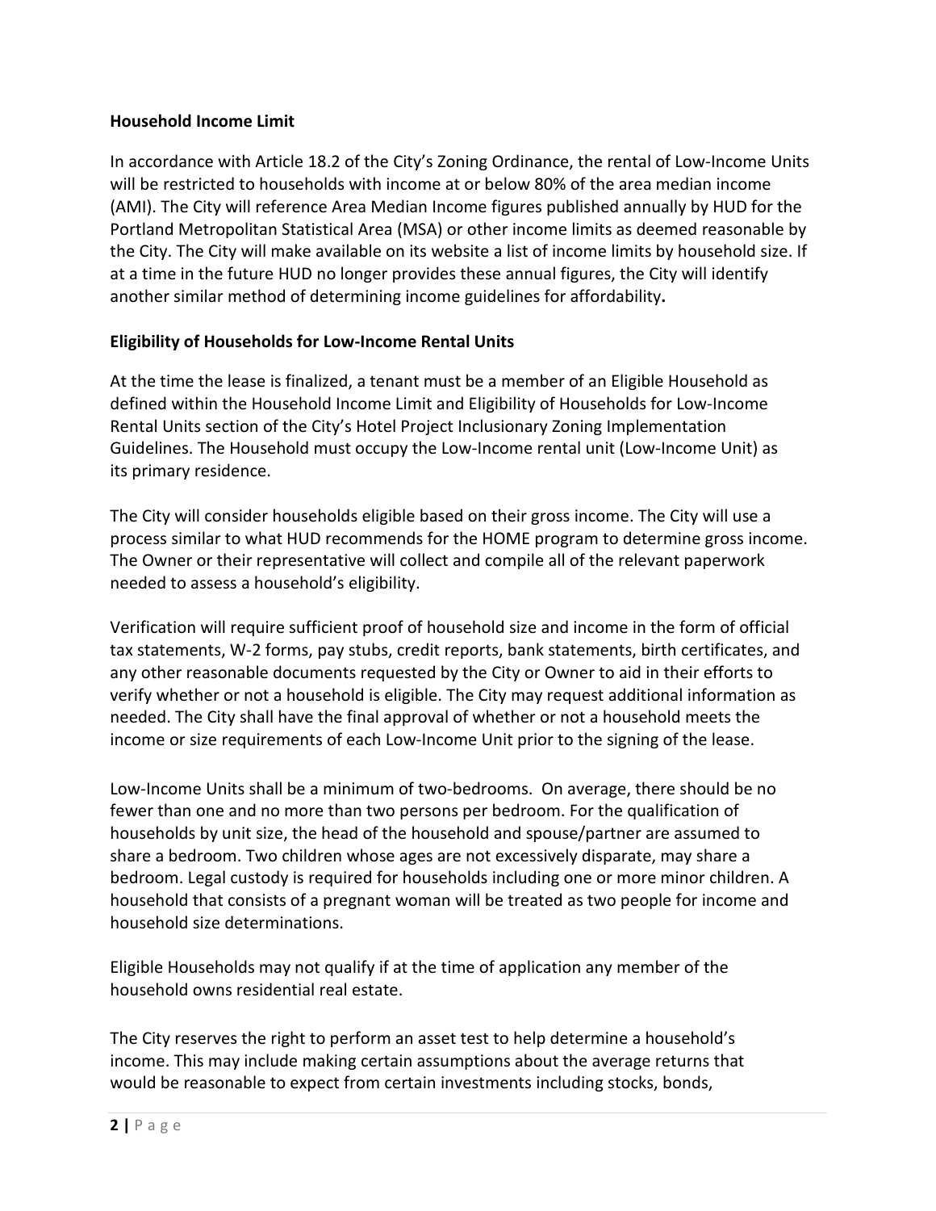**Household Income Limit**

In accordance with Article 18.2 of the City's Zoning Ordinance, the rental of Low-Income Units will be restricted to households with income at or below 80% of the area median income (AMI). The City will reference Area Median Income figures published annually by HUD for the Portland Metropolitan Statistical Area (MSA) or other income limits as deemed reasonable by the City. The City will make available on its website a list of income limits by household size. If at a time in the future HUD no longer provides these annual figures, the City will identify another similar method of determining income guidelines for affordability.

**Eligibility of Households for Low-Income Rental Units**

At the time the lease is finalized, a tenant must be a member of an Eligible Household as defined within the Household Income Limit and Eligibility of Households for Low-Income Rental Units section of the City's Hotel Project Inclusionary Zoning Implementation Guidelines. The Household must occupy the Low-Income rental unit (Low-Income Unit) as its primary residence.

The City will consider households eligible based on their gross income. The City will use a process similar to what HUD recommends for the HOME program to determine gross income. The Owner or their representative will collect and compile all of the relevant paperwork needed to assess a household's eligibility.

Verification will require sufficient proof of household size and income in the form of official tax statements, W-2 forms, pay stubs, credit reports, bank statements, birth certificates, and any other reasonable documents requested by the City or Owner to aid in their efforts to verify whether or not a household is eligible. The City may request additional information as needed. The City shall have the final approval of whether or not a household meets the income or size requirements of each Low-Income Unit prior to the signing of the lease.

Low-Income Units shall be a minimum of two-bedrooms. On average, there should be no fewer than one and no more than two persons per bedroom. For the qualification of households by unit size, the head of the household and spouse/partner are assumed to share a bedroom. Two children whose ages are not excessively disparate, may share a bedroom. Legal custody is required for households including one or more minor children. A household that consists of a pregnant woman will be treated as two people for income and household size determinations.

Eligible Households may not qualify if at the time of application any member of the household owns residential real estate.

The City reserves the right to perform an asset test to help determine a household's income. This may include making certain assumptions about the average returns that would be reasonable to expect from certain investments including stocks, bonds,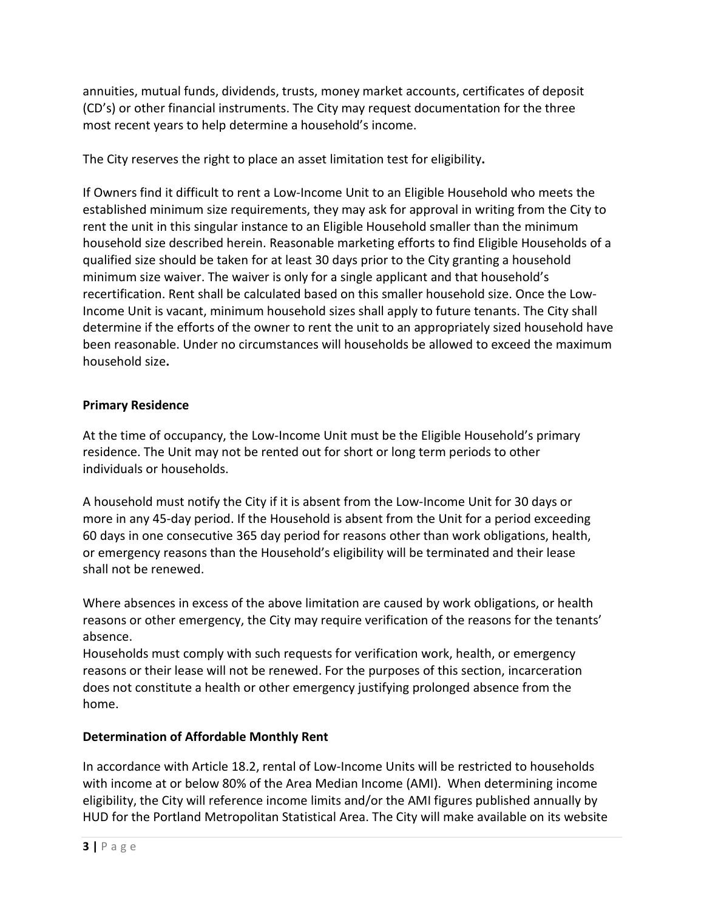annuities, mutual funds, dividends, trusts, money market accounts, certificates of deposit (CD's) or other financial instruments. The City may request documentation for the three most recent years to help determine a household's income.

The City reserves the right to place an asset limitation test for eligibility**.**

If Owners find it difficult to rent a Low-Income Unit to an Eligible Household who meets the established minimum size requirements, they may ask for approval in writing from the City to rent the unit in this singular instance to an Eligible Household smaller than the minimum household size described herein. Reasonable marketing efforts to find Eligible Households of a qualified size should be taken for at least 30 days prior to the City granting a household minimum size waiver. The waiver is only for a single applicant and that household's recertification. Rent shall be calculated based on this smaller household size. Once the Low-Income Unit is vacant, minimum household sizes shall apply to future tenants. The City shall determine if the efforts of the owner to rent the unit to an appropriately sized household have been reasonable. Under no circumstances will households be allowed to exceed the maximum household size**.**

**Primary Residence**

At the time of occupancy, the Low-Income Unit must be the Eligible Household's primary residence. The Unit may not be rented out for short or long term periods to other individuals or households.

A household must notify the City if it is absent from the Low-Income Unit for 30 days or more in any 45-day period. If the Household is absent from the Unit for a period exceeding 60 days in one consecutive 365 day period for reasons other than work obligations, health, or emergency reasons than the Household's eligibility will be terminated and their lease shall not be renewed.

Where absences in excess of the above limitation are caused by work obligations, or health reasons or other emergency, the City may require verification of the reasons for the tenants' absence.
Households must comply with such requests for verification work, health, or emergency reasons or their lease will not be renewed. For the purposes of this section, incarceration does not constitute a health or other emergency justifying prolonged absence from the home.

**Determination of Affordable Monthly Rent**

In accordance with Article 18.2, rental of Low-Income Units will be restricted to households with income at or below 80% of the Area Median Income (AMI). When determining income eligibility, the City will reference income limits and/or the AMI figures published annually by HUD for the Portland Metropolitan Statistical Area. The City will make available on its website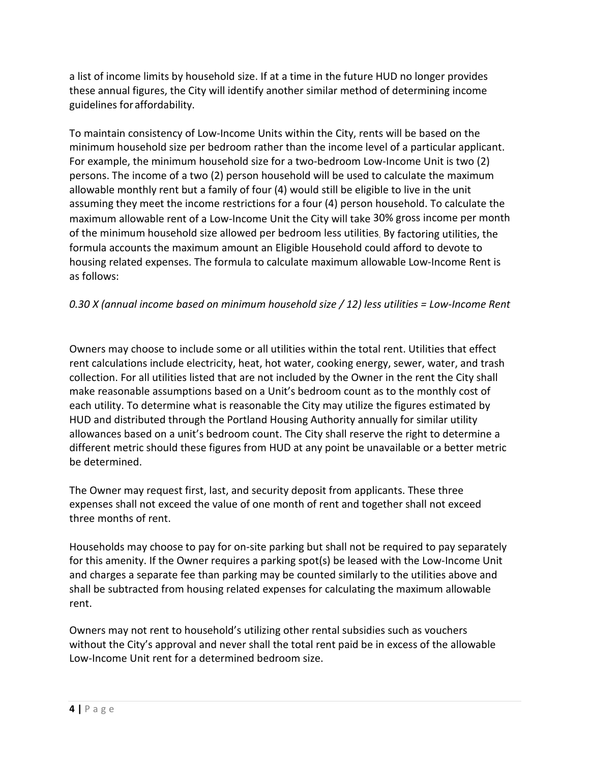a list of income limits by household size. If at a time in the future HUD no longer provides these annual figures, the City will identify another similar method of determining income guidelines for affordability.

To maintain consistency of Low-Income Units within the City, rents will be based on the minimum household size per bedroom rather than the income level of a particular applicant. For example, the minimum household size for a two-bedroom Low-Income Unit is two (2) persons. The income of a two (2) person household will be used to calculate the maximum allowable monthly rent but a family of four (4) would still be eligible to live in the unit assuming they meet the income restrictions for a four (4) person household. To calculate the maximum allowable rent of a Low-Income Unit the City will take 30% gross income per month of the minimum household size allowed per bedroom less utilities. By factoring utilities, the formula accounts the maximum amount an Eligible Household could afford to devote to housing related expenses. The formula to calculate maximum allowable Low-Income Rent is as follows:

*0.30 X (annual income based on minimum household size / 12) less utilities = Low-Income Rent*

Owners may choose to include some or all utilities within the total rent. Utilities that effect rent calculations include electricity, heat, hot water, cooking energy, sewer, water, and trash collection. For all utilities listed that are not included by the Owner in the rent the City shall make reasonable assumptions based on a Unit's bedroom count as to the monthly cost of each utility. To determine what is reasonable the City may utilize the figures estimated by HUD and distributed through the Portland Housing Authority annually for similar utility allowances based on a unit's bedroom count. The City shall reserve the right to determine a different metric should these figures from HUD at any point be unavailable or a better metric be determined.

The Owner may request first, last, and security deposit from applicants. These three expenses shall not exceed the value of one month of rent and together shall not exceed three months of rent.

Households may choose to pay for on-site parking but shall not be required to pay separately for this amenity. If the Owner requires a parking spot(s) be leased with the Low-Income Unit and charges a separate fee than parking may be counted similarly to the utilities above and shall be subtracted from housing related expenses for calculating the maximum allowable rent.

Owners may not rent to household's utilizing other rental subsidies such as vouchers without the City's approval and never shall the total rent paid be in excess of the allowable Low-Income Unit rent for a determined bedroom size.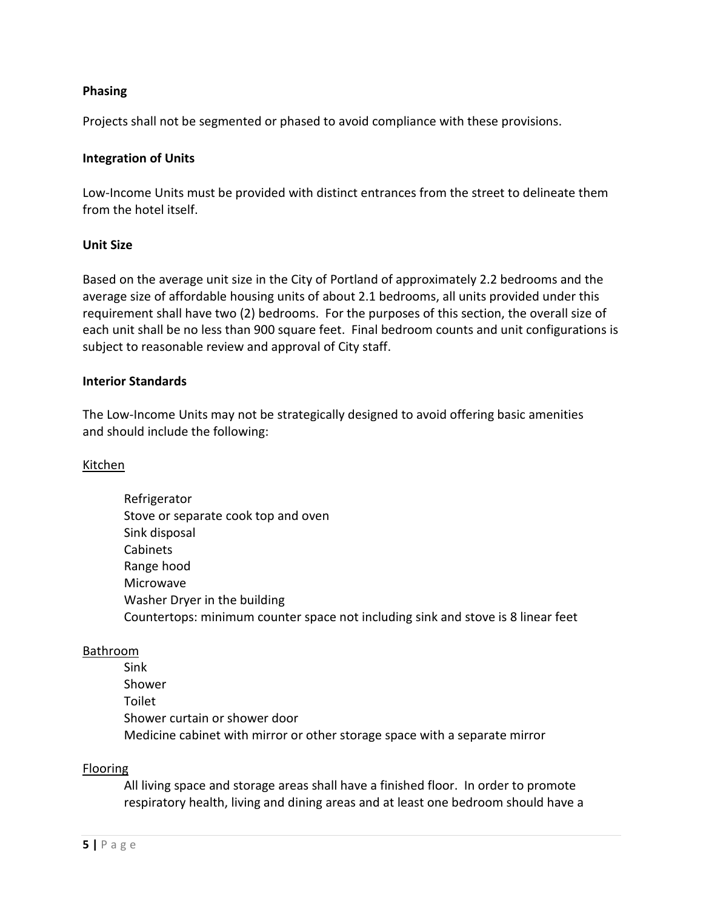**Phasing**

Projects shall not be segmented or phased to avoid compliance with these provisions.

**Integration of Units**

Low-Income Units must be provided with distinct entrances from the street to delineate them from the hotel itself.

**Unit Size**

Based on the average unit size in the City of Portland of approximately 2.2 bedrooms and the average size of affordable housing units of about 2.1 bedrooms, all units provided under this requirement shall have two (2) bedrooms. For the purposes of this section, the overall size of each unit shall be no less than 900 square feet. Final bedroom counts and unit configurations is subject to reasonable review and approval of City staff.

**Interior Standards**

The Low-Income Units may not be strategically designed to avoid offering basic amenities and should include the following:

<u>Kitchen</u>

- Refrigerator
- Stove or separate cook top and oven
- Sink disposal
- Cabinets
- Range hood
- Microwave
- Washer Dryer in the building
- Countertops: minimum counter space not including sink and stove is 8 linear feet

<u>Bathroom</u>

- Sink
- Shower
- Toilet
- Shower curtain or shower door
- Medicine cabinet with mirror or other storage space with a separate mirror

<u>Flooring</u>

All living space and storage areas shall have a finished floor. In order to promote respiratory health, living and dining areas and at least one bedroom should have a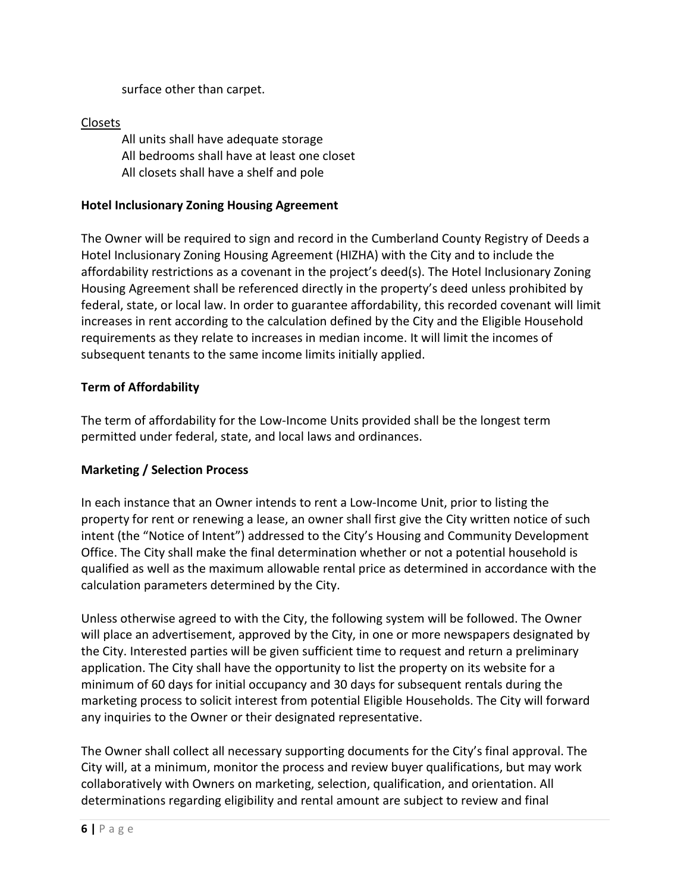surface other than carpet.

Closets

All units shall have adequate storage
All bedrooms shall have at least one closet
All closets shall have a shelf and pole

**Hotel Inclusionary Zoning Housing Agreement**

The Owner will be required to sign and record in the Cumberland County Registry of Deeds a Hotel Inclusionary Zoning Housing Agreement (HIZHA) with the City and to include the affordability restrictions as a covenant in the project's deed(s). The Hotel Inclusionary Zoning Housing Agreement shall be referenced directly in the property's deed unless prohibited by federal, state, or local law. In order to guarantee affordability, this recorded covenant will limit increases in rent according to the calculation defined by the City and the Eligible Household requirements as they relate to increases in median income. It will limit the incomes of subsequent tenants to the same income limits initially applied.

**Term of Affordability**

The term of affordability for the Low-Income Units provided shall be the longest term permitted under federal, state, and local laws and ordinances.

**Marketing / Selection Process**

In each instance that an Owner intends to rent a Low-Income Unit, prior to listing the property for rent or renewing a lease, an owner shall first give the City written notice of such intent (the "Notice of Intent") addressed to the City's Housing and Community Development Office. The City shall make the final determination whether or not a potential household is qualified as well as the maximum allowable rental price as determined in accordance with the calculation parameters determined by the City.

Unless otherwise agreed to with the City, the following system will be followed. The Owner will place an advertisement, approved by the City, in one or more newspapers designated by the City. Interested parties will be given sufficient time to request and return a preliminary application. The City shall have the opportunity to list the property on its website for a minimum of 60 days for initial occupancy and 30 days for subsequent rentals during the marketing process to solicit interest from potential Eligible Households. The City will forward any inquiries to the Owner or their designated representative.

The Owner shall collect all necessary supporting documents for the City's final approval. The City will, at a minimum, monitor the process and review buyer qualifications, but may work collaboratively with Owners on marketing, selection, qualification, and orientation. All determinations regarding eligibility and rental amount are subject to review and final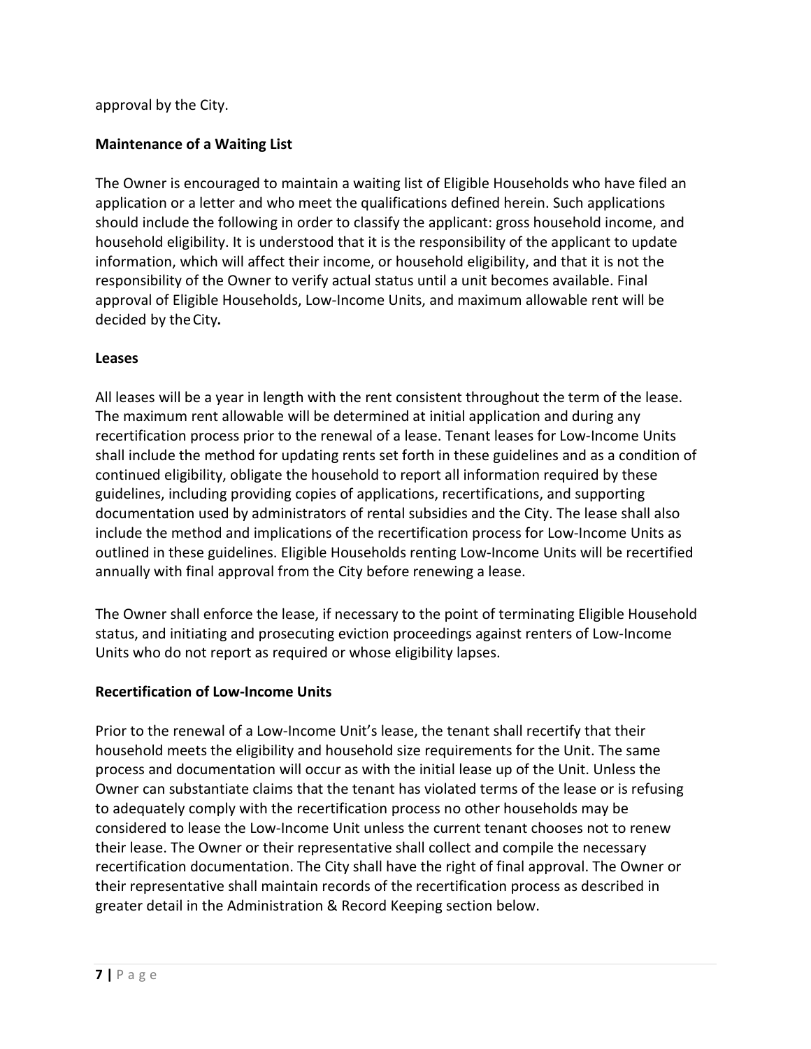approval by the City.

## Maintenance of a Waiting List

The Owner is encouraged to maintain a waiting list of Eligible Households who have filed an application or a letter and who meet the qualifications defined herein. Such applications should include the following in order to classify the applicant: gross household income, and household eligibility. It is understood that it is the responsibility of the applicant to update information, which will affect their income, or household eligibility, and that it is not the responsibility of the Owner to verify actual status until a unit becomes available. Final approval of Eligible Households, Low-Income Units, and maximum allowable rent will be decided by the City**.**

## Leases

All leases will be a year in length with the rent consistent throughout the term of the lease. The maximum rent allowable will be determined at initial application and during any recertification process prior to the renewal of a lease. Tenant leases for Low-Income Units shall include the method for updating rents set forth in these guidelines and as a condition of continued eligibility, obligate the household to report all information required by these guidelines, including providing copies of applications, recertifications, and supporting documentation used by administrators of rental subsidies and the City. The lease shall also include the method and implications of the recertification process for Low-Income Units as outlined in these guidelines. Eligible Households renting Low-Income Units will be recertified annually with final approval from the City before renewing a lease.

The Owner shall enforce the lease, if necessary to the point of terminating Eligible Household status, and initiating and prosecuting eviction proceedings against renters of Low-Income Units who do not report as required or whose eligibility lapses.

## Recertification of Low-Income Units

Prior to the renewal of a Low-Income Unit's lease, the tenant shall recertify that their household meets the eligibility and household size requirements for the Unit. The same process and documentation will occur as with the initial lease up of the Unit. Unless the Owner can substantiate claims that the tenant has violated terms of the lease or is refusing to adequately comply with the recertification process no other households may be considered to lease the Low-Income Unit unless the current tenant chooses not to renew their lease. The Owner or their representative shall collect and compile the necessary recertification documentation. The City shall have the right of final approval. The Owner or their representative shall maintain records of the recertification process as described in greater detail in the Administration & Record Keeping section below.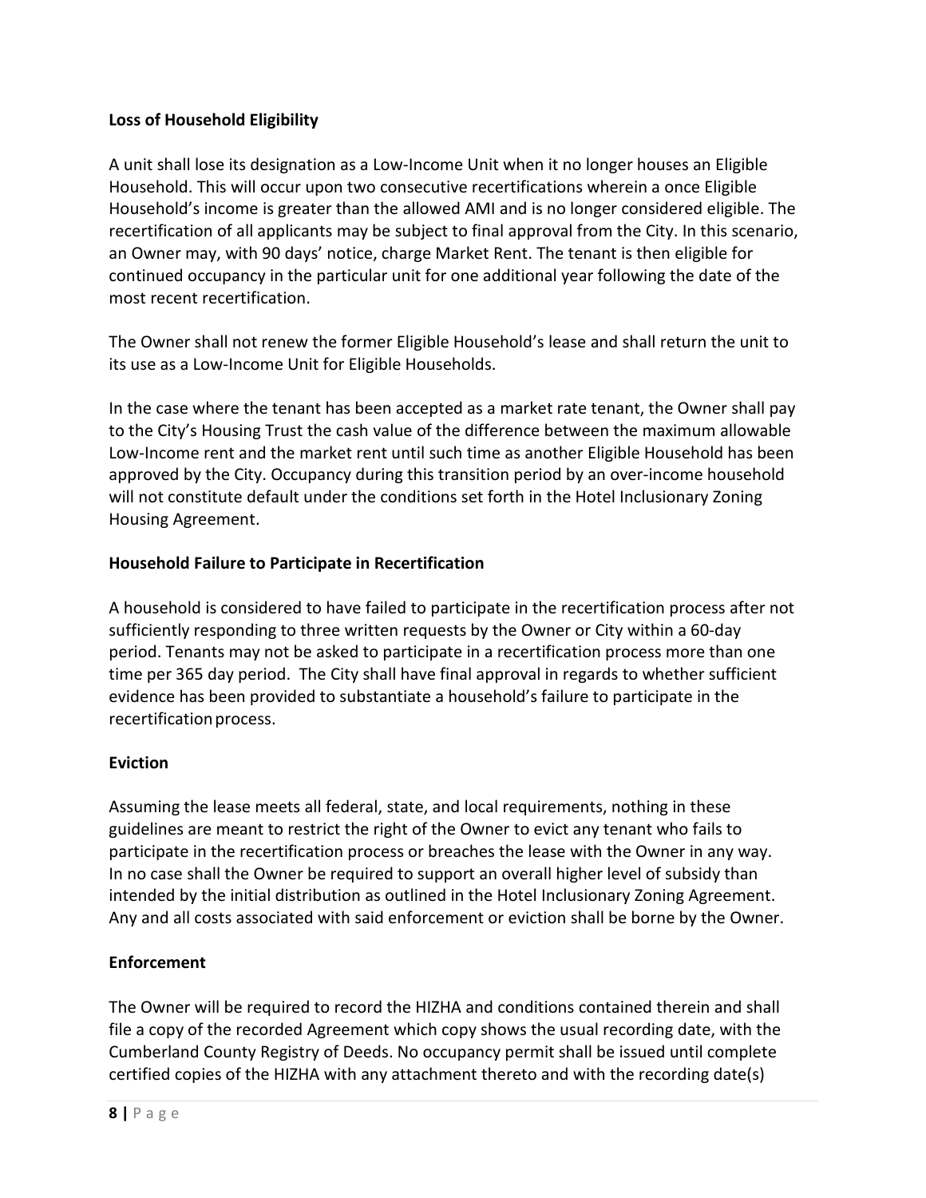**Loss of Household Eligibility**

A unit shall lose its designation as a Low-Income Unit when it no longer houses an Eligible Household. This will occur upon two consecutive recertifications wherein a once Eligible Household's income is greater than the allowed AMI and is no longer considered eligible. The recertification of all applicants may be subject to final approval from the City. In this scenario, an Owner may, with 90 days' notice, charge Market Rent. The tenant is then eligible for continued occupancy in the particular unit for one additional year following the date of the most recent recertification.

The Owner shall not renew the former Eligible Household's lease and shall return the unit to its use as a Low-Income Unit for Eligible Households.

In the case where the tenant has been accepted as a market rate tenant, the Owner shall pay to the City's Housing Trust the cash value of the difference between the maximum allowable Low-Income rent and the market rent until such time as another Eligible Household has been approved by the City. Occupancy during this transition period by an over-income household will not constitute default under the conditions set forth in the Hotel Inclusionary Zoning Housing Agreement.

**Household Failure to Participate in Recertification**

A household is considered to have failed to participate in the recertification process after not sufficiently responding to three written requests by the Owner or City within a 60-day period. Tenants may not be asked to participate in a recertification process more than one time per 365 day period. The City shall have final approval in regards to whether sufficient evidence has been provided to substantiate a household's failure to participate in the recertification process.

**Eviction**

Assuming the lease meets all federal, state, and local requirements, nothing in these guidelines are meant to restrict the right of the Owner to evict any tenant who fails to participate in the recertification process or breaches the lease with the Owner in any way. In no case shall the Owner be required to support an overall higher level of subsidy than intended by the initial distribution as outlined in the Hotel Inclusionary Zoning Agreement. Any and all costs associated with said enforcement or eviction shall be borne by the Owner.

**Enforcement**

The Owner will be required to record the HIZHA and conditions contained therein and shall file a copy of the recorded Agreement which copy shows the usual recording date, with the Cumberland County Registry of Deeds. No occupancy permit shall be issued until complete certified copies of the HIZHA with any attachment thereto and with the recording date(s)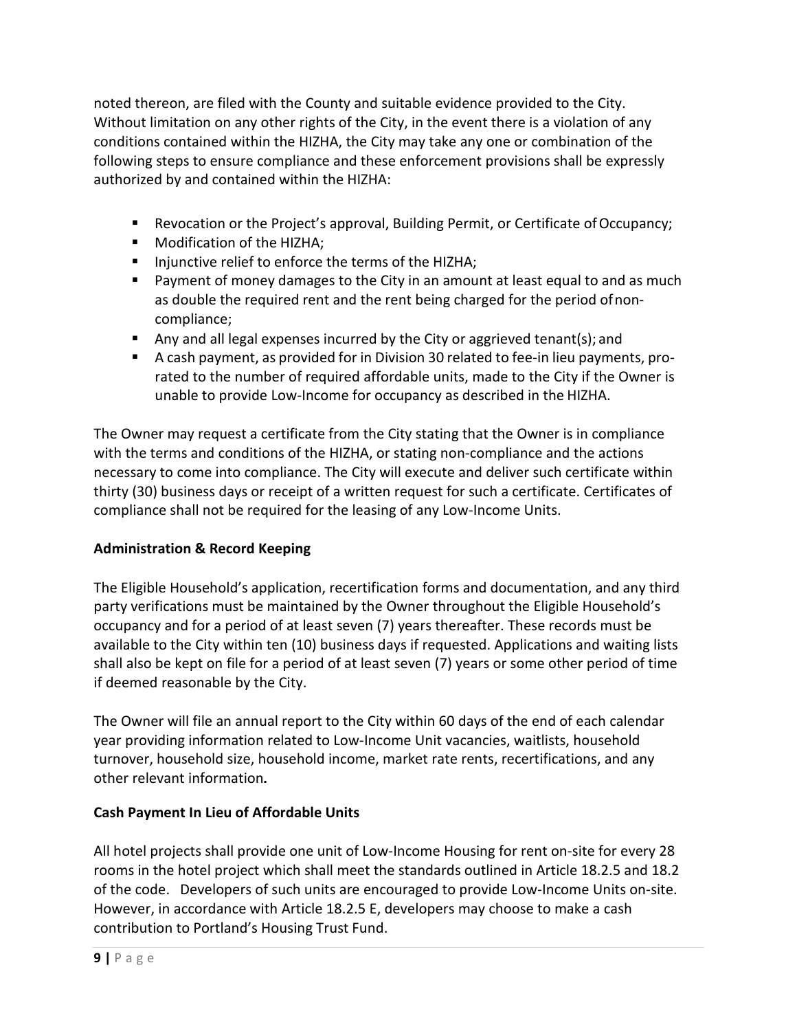noted thereon, are filed with the County and suitable evidence provided to the City. Without limitation on any other rights of the City, in the event there is a violation of any conditions contained within the HIZHA, the City may take any one or combination of the following steps to ensure compliance and these enforcement provisions shall be expressly authorized by and contained within the HIZHA:

- Revocation or the Project's approval, Building Permit, or Certificate of Occupancy;
- Modification of the HIZHA;
- Injunctive relief to enforce the terms of the HIZHA;
- Payment of money damages to the City in an amount at least equal to and as much as double the required rent and the rent being charged for the period of non-compliance;
- Any and all legal expenses incurred by the City or aggrieved tenant(s); and
- A cash payment, as provided for in Division 30 related to fee-in lieu payments, pro-rated to the number of required affordable units, made to the City if the Owner is unable to provide Low-Income for occupancy as described in the HIZHA.

The Owner may request a certificate from the City stating that the Owner is in compliance with the terms and conditions of the HIZHA, or stating non-compliance and the actions necessary to come into compliance. The City will execute and deliver such certificate within thirty (30) business days or receipt of a written request for such a certificate. Certificates of compliance shall not be required for the leasing of any Low-Income Units.

**Administration & Record Keeping**

The Eligible Household's application, recertification forms and documentation, and any third party verifications must be maintained by the Owner throughout the Eligible Household's occupancy and for a period of at least seven (7) years thereafter. These records must be available to the City within ten (10) business days if requested. Applications and waiting lists shall also be kept on file for a period of at least seven (7) years or some other period of time if deemed reasonable by the City.

The Owner will file an annual report to the City within 60 days of the end of each calendar year providing information related to Low-Income Unit vacancies, waitlists, household turnover, household size, household income, market rate rents, recertifications, and any other relevant information**.**

**Cash Payment In Lieu of Affordable Units**

All hotel projects shall provide one unit of Low-Income Housing for rent on-site for every 28 rooms in the hotel project which shall meet the standards outlined in Article 18.2.5 and 18.2 of the code. Developers of such units are encouraged to provide Low-Income Units on-site. However, in accordance with Article 18.2.5 E, developers may choose to make a cash contribution to Portland's Housing Trust Fund.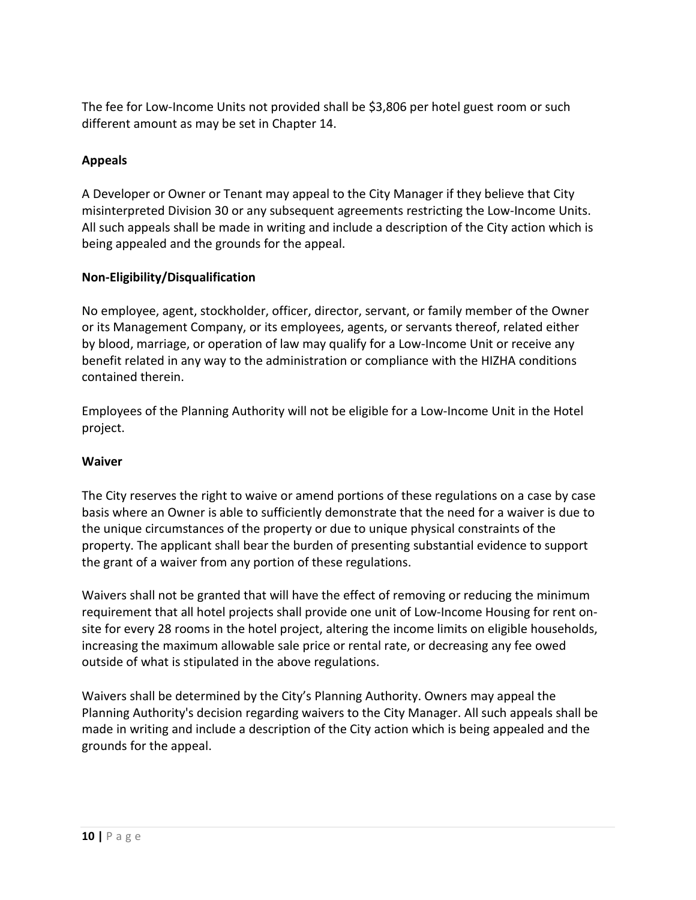The fee for Low-Income Units not provided shall be $3,806 per hotel guest room or such different amount as may be set in Chapter 14.

**Appeals**

A Developer or Owner or Tenant may appeal to the City Manager if they believe that City misinterpreted Division 30 or any subsequent agreements restricting the Low-Income Units. All such appeals shall be made in writing and include a description of the City action which is being appealed and the grounds for the appeal.

**Non-Eligibility/Disqualification**

No employee, agent, stockholder, officer, director, servant, or family member of the Owner or its Management Company, or its employees, agents, or servants thereof, related either by blood, marriage, or operation of law may qualify for a Low-Income Unit or receive any benefit related in any way to the administration or compliance with the HIZHA conditions contained therein.

Employees of the Planning Authority will not be eligible for a Low-Income Unit in the Hotel project.

**Waiver**

The City reserves the right to waive or amend portions of these regulations on a case by case basis where an Owner is able to sufficiently demonstrate that the need for a waiver is due to the unique circumstances of the property or due to unique physical constraints of the property. The applicant shall bear the burden of presenting substantial evidence to support the grant of a waiver from any portion of these regulations.

Waivers shall not be granted that will have the effect of removing or reducing the minimum requirement that all hotel projects shall provide one unit of Low-Income Housing for rent on-site for every 28 rooms in the hotel project, altering the income limits on eligible households, increasing the maximum allowable sale price or rental rate, or decreasing any fee owed outside of what is stipulated in the above regulations.

Waivers shall be determined by the City's Planning Authority. Owners may appeal the Planning Authority's decision regarding waivers to the City Manager. All such appeals shall be made in writing and include a description of the City action which is being appealed and the grounds for the appeal.